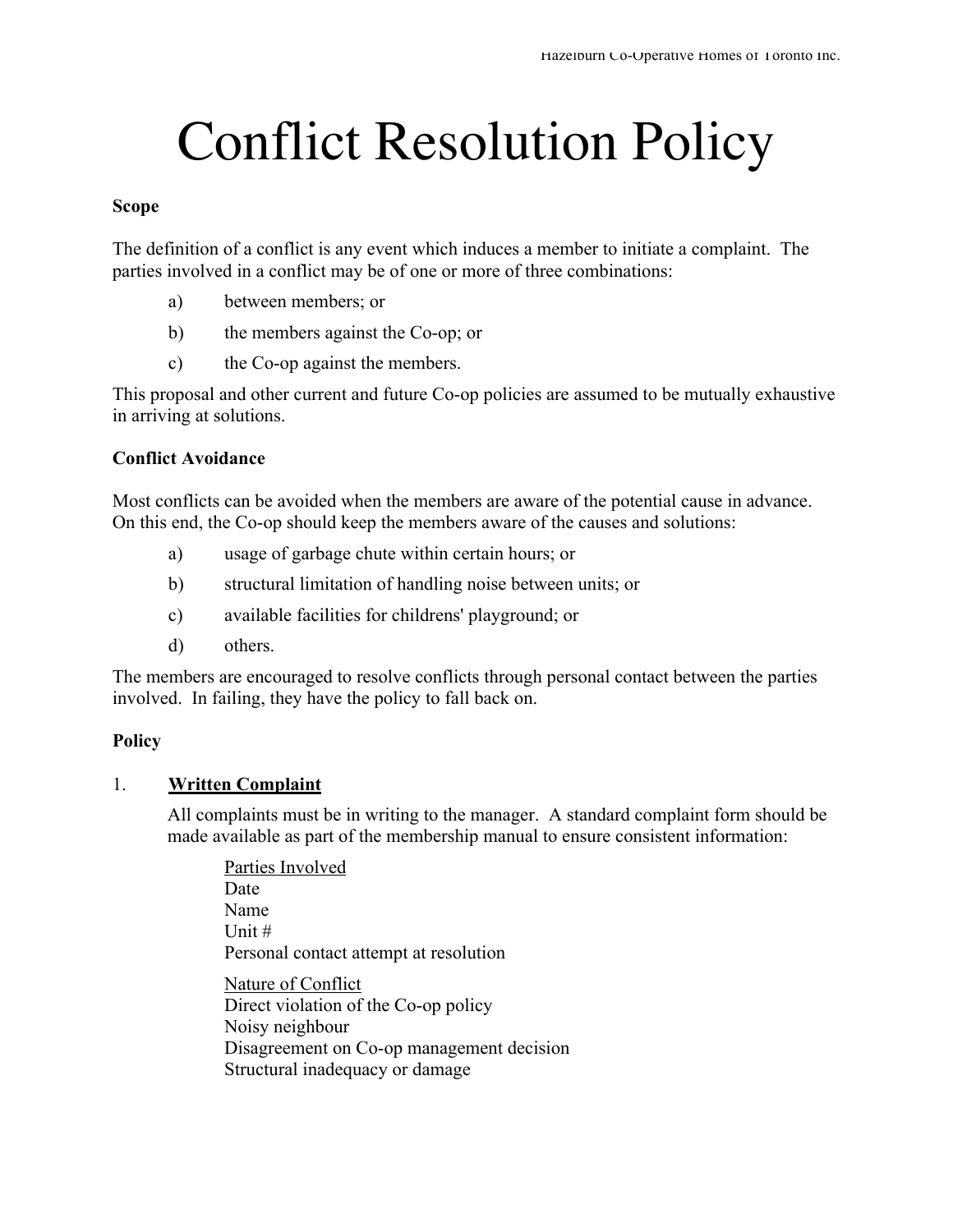# Conflict Resolution Policy

**Scope**

The definition of a conflict is any event which induces a member to initiate a complaint. The parties involved in a conflict may be of one or more of three combinations:

a) between members; or

b) the members against the Co-op; or

c) the Co-op against the members.

This proposal and other current and future Co-op policies are assumed to be mutually exhaustive in arriving at solutions.

**Conflict Avoidance**

Most conflicts can be avoided when the members are aware of the potential cause in advance. On this end, the Co-op should keep the members aware of the causes and solutions:

a) usage of garbage chute within certain hours; or

b) structural limitation of handling noise between units; or

c) available facilities for childrens' playground; or

d) others.

The members are encouraged to resolve conflicts through personal contact between the parties involved. In failing, they have the policy to fall back on.

**Policy**

1. **Written Complaint**

   All complaints must be in writing to the manager. A standard complaint form should be made available as part of the membership manual to ensure consistent information:

   Parties Involved
   Date
   Name
   Unit #
   Personal contact attempt at resolution

   Nature of Conflict
   Direct violation of the Co-op policy
   Noisy neighbour
   Disagreement on Co-op management decision
   Structural inadequacy or damage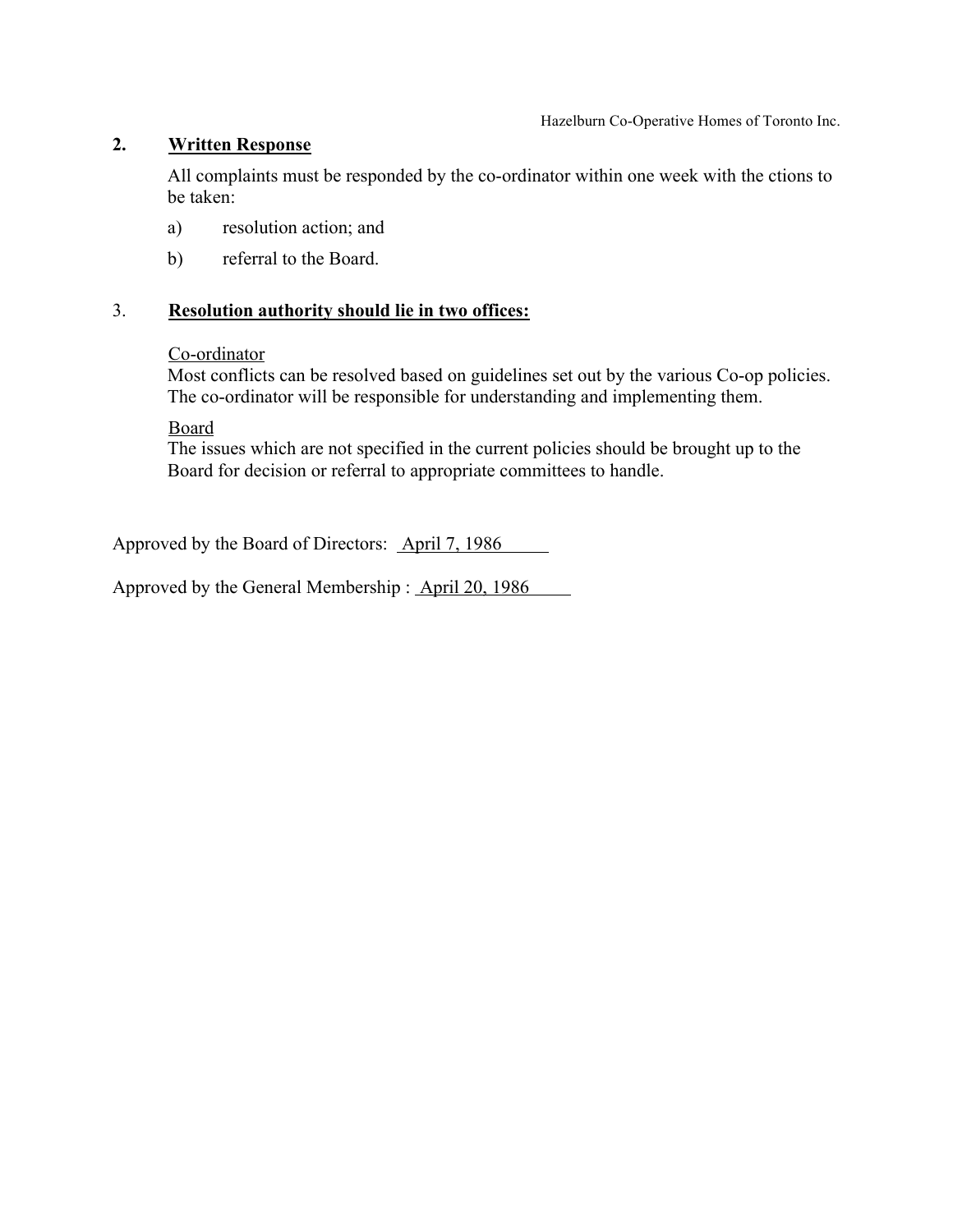## 2. Written Response

All complaints must be responded by the co-ordinator within one week with the ctions to be taken:

a) resolution action; and

b) referral to the Board.

## 3. Resolution authority should lie in two offices:

Co-ordinator
Most conflicts can be resolved based on guidelines set out by the various Co-op policies. The co-ordinator will be responsible for understanding and implementing them.

Board
The issues which are not specified in the current policies should be brought up to the Board for decision or referral to appropriate committees to handle.

Approved by the Board of Directors: April 7, 1986

Approved by the General Membership : April 20, 1986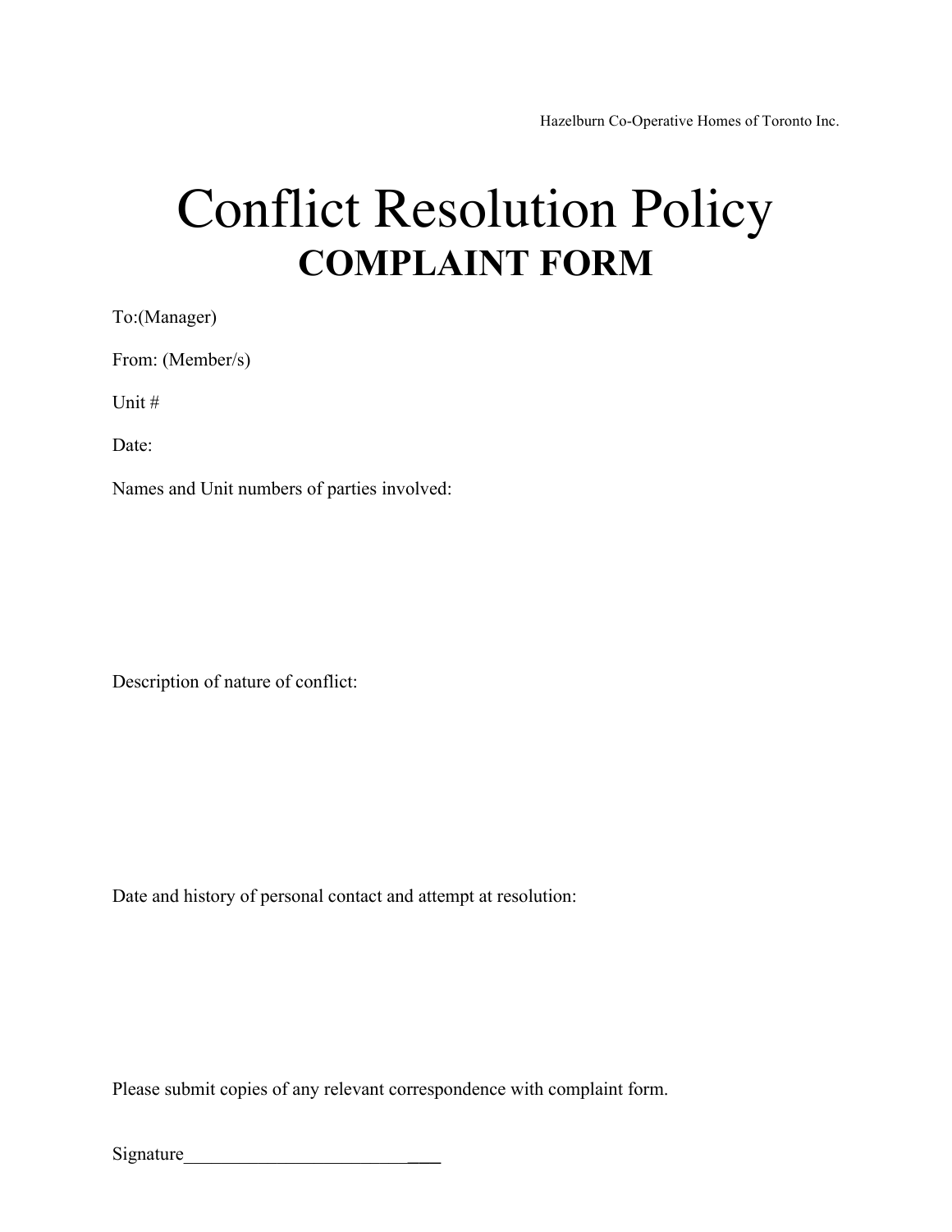Hazelburn Co-Operative Homes of Toronto Inc.

# Conflict Resolution Policy

## COMPLAINT FORM

To:(Manager)

From: (Member/s)

Unit #

Date:

Names and Unit numbers of parties involved:

Description of nature of conflict:

Date and history of personal contact and attempt at resolution:

Please submit copies of any relevant correspondence with complaint form.

Signature___________________________